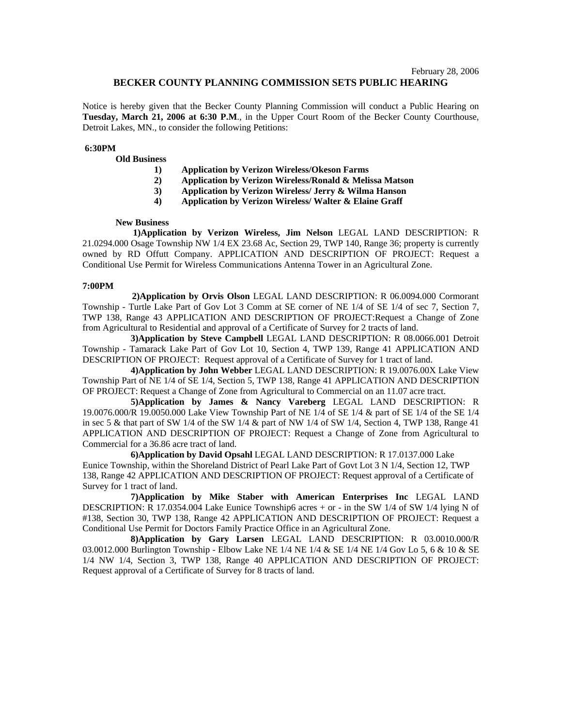February 28, 2006

## BECKER COUNTY PLANNING COMMISSION SETS PUBLIC HEARING

Notice is hereby given that the Becker County Planning Commission will conduct a Public Hearing on **Tuesday, March 21, 2006 at 6:30 P.M**., in the Upper Court Room of the Becker County Courthouse, Detroit Lakes, MN., to consider the following Petitions:

**6:30PM**

**Old Business**

1) **Application by Verizon Wireless/Okeson Farms**
2) **Application by Verizon Wireless/Ronald & Melissa Matson**
3) **Application by Verizon Wireless/ Jerry & Wilma Hanson**
4) **Application by Verizon Wireless/ Walter & Elaine Graff**

**New Business**

**1)Application by Verizon Wireless, Jim Nelson** LEGAL LAND DESCRIPTION: R 21.0294.000 Osage Township NW 1/4 EX 23.68 Ac, Section 29, TWP 140, Range 36; property is currently owned by RD Offutt Company. APPLICATION AND DESCRIPTION OF PROJECT: Request a Conditional Use Permit for Wireless Communications Antenna Tower in an Agricultural Zone.

**7:00PM**

**2)Application by Orvis Olson** LEGAL LAND DESCRIPTION: R 06.0094.000 Cormorant Township - Turtle Lake Part of Gov Lot 3 Comm at SE corner of NE 1/4 of SE 1/4 of sec 7, Section 7, TWP 138, Range 43 APPLICATION AND DESCRIPTION OF PROJECT:Request a Change of Zone from Agricultural to Residential and approval of a Certificate of Survey for 2 tracts of land.

**3)Application by Steve Campbell** LEGAL LAND DESCRIPTION: R 08.0066.001 Detroit Township - Tamarack Lake Part of Gov Lot 10, Section 4, TWP 139, Range 41 APPLICATION AND DESCRIPTION OF PROJECT: Request approval of a Certificate of Survey for 1 tract of land.

**4)Application by John Webber** LEGAL LAND DESCRIPTION: R 19.0076.00X Lake View Township Part of NE 1/4 of SE 1/4, Section 5, TWP 138, Range 41 APPLICATION AND DESCRIPTION OF PROJECT: Request a Change of Zone from Agricultural to Commercial on an 11.07 acre tract.

**5)Application by James & Nancy Vareberg** LEGAL LAND DESCRIPTION: R 19.0076.000/R 19.0050.000 Lake View Township Part of NE 1/4 of SE 1/4 & part of SE 1/4 of the SE 1/4 in sec 5 & that part of SW 1/4 of the SW 1/4 & part of NW 1/4 of SW 1/4, Section 4, TWP 138, Range 41 APPLICATION AND DESCRIPTION OF PROJECT: Request a Change of Zone from Agricultural to Commercial for a 36.86 acre tract of land.

**6)Application by David Opsahl** LEGAL LAND DESCRIPTION: R 17.0137.000 Lake Eunice Township, within the Shoreland District of Pearl Lake Part of Govt Lot 3 N 1/4, Section 12, TWP 138, Range 42 APPLICATION AND DESCRIPTION OF PROJECT: Request approval of a Certificate of Survey for 1 tract of land.

**7)Application by Mike Staber with American Enterprises Inc** LEGAL LAND DESCRIPTION: R 17.0354.004 Lake Eunice Township6 acres + or - in the SW 1/4 of SW 1/4 lying N of #138, Section 30, TWP 138, Range 42 APPLICATION AND DESCRIPTION OF PROJECT: Request a Conditional Use Permit for Doctors Family Practice Office in an Agricultural Zone.

**8)Application by Gary Larsen** LEGAL LAND DESCRIPTION: R 03.0010.000/R 03.0012.000 Burlington Township - Elbow Lake NE 1/4 NE 1/4 & SE 1/4 NE 1/4 Gov Lo 5, 6 & 10 & SE 1/4 NW 1/4, Section 3, TWP 138, Range 40 APPLICATION AND DESCRIPTION OF PROJECT: Request approval of a Certificate of Survey for 8 tracts of land.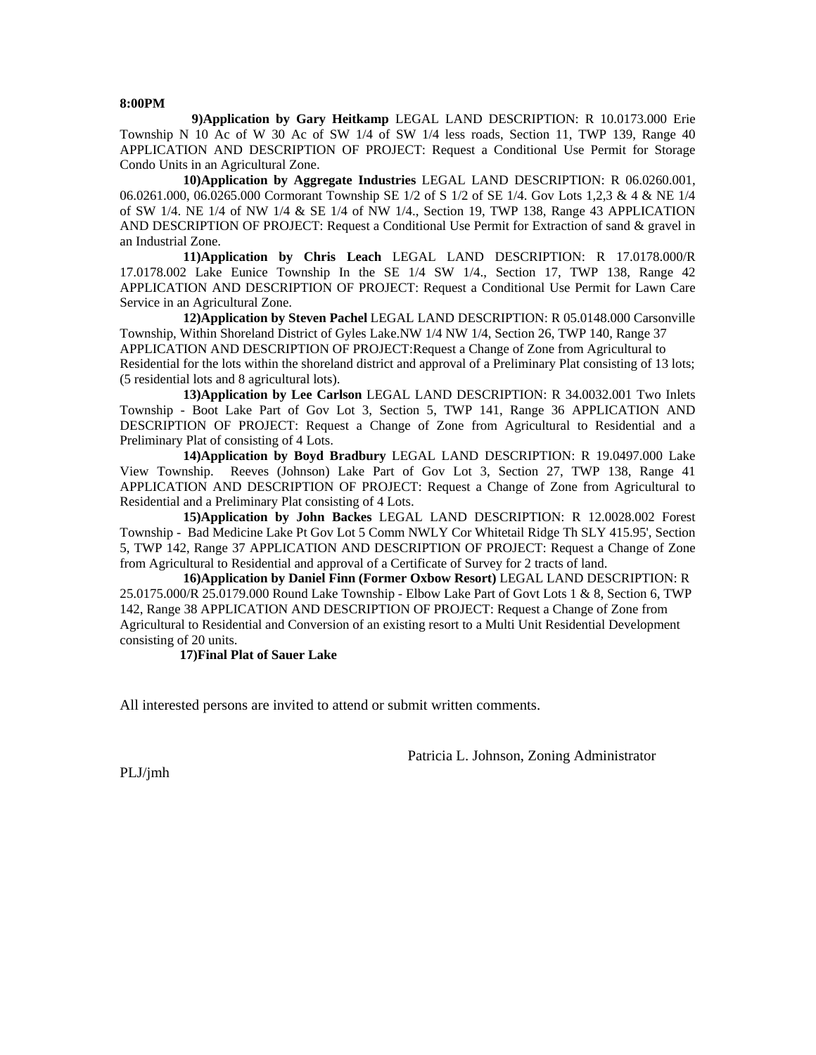**8:00PM**

**9)Application by Gary Heitkamp** LEGAL LAND DESCRIPTION: R 10.0173.000 Erie Township N 10 Ac of W 30 Ac of SW 1/4 of SW 1/4 less roads, Section 11, TWP 139, Range 40 APPLICATION AND DESCRIPTION OF PROJECT: Request a Conditional Use Permit for Storage Condo Units in an Agricultural Zone.

**10)Application by Aggregate Industries** LEGAL LAND DESCRIPTION: R 06.0260.001, 06.0261.000, 06.0265.000 Cormorant Township SE 1/2 of S 1/2 of SE 1/4. Gov Lots 1,2,3 & 4 & NE 1/4 of SW 1/4. NE 1/4 of NW 1/4 & SE 1/4 of NW 1/4., Section 19, TWP 138, Range 43 APPLICATION AND DESCRIPTION OF PROJECT: Request a Conditional Use Permit for Extraction of sand & gravel in an Industrial Zone.

**11)Application by Chris Leach** LEGAL LAND DESCRIPTION: R 17.0178.000/R 17.0178.002 Lake Eunice Township In the SE 1/4 SW 1/4., Section 17, TWP 138, Range 42 APPLICATION AND DESCRIPTION OF PROJECT: Request a Conditional Use Permit for Lawn Care Service in an Agricultural Zone.

**12)Application by Steven Pachel** LEGAL LAND DESCRIPTION: R 05.0148.000 Carsonville Township, Within Shoreland District of Gyles Lake.NW 1/4 NW 1/4, Section 26, TWP 140, Range 37 APPLICATION AND DESCRIPTION OF PROJECT:Request a Change of Zone from Agricultural to Residential for the lots within the shoreland district and approval of a Preliminary Plat consisting of 13 lots; (5 residential lots and 8 agricultural lots).

**13)Application by Lee Carlson** LEGAL LAND DESCRIPTION: R 34.0032.001 Two Inlets Township - Boot Lake Part of Gov Lot 3, Section 5, TWP 141, Range 36 APPLICATION AND DESCRIPTION OF PROJECT: Request a Change of Zone from Agricultural to Residential and a Preliminary Plat of consisting of 4 Lots.

**14)Application by Boyd Bradbury** LEGAL LAND DESCRIPTION: R 19.0497.000 Lake View Township. Reeves (Johnson) Lake Part of Gov Lot 3, Section 27, TWP 138, Range 41 APPLICATION AND DESCRIPTION OF PROJECT: Request a Change of Zone from Agricultural to Residential and a Preliminary Plat consisting of 4 Lots.

**15)Application by John Backes** LEGAL LAND DESCRIPTION: R 12.0028.002 Forest Township - Bad Medicine Lake Pt Gov Lot 5 Comm NWLY Cor Whitetail Ridge Th SLY 415.95', Section 5, TWP 142, Range 37 APPLICATION AND DESCRIPTION OF PROJECT: Request a Change of Zone from Agricultural to Residential and approval of a Certificate of Survey for 2 tracts of land.

**16)Application by Daniel Finn (Former Oxbow Resort)** LEGAL LAND DESCRIPTION: R 25.0175.000/R 25.0179.000 Round Lake Township - Elbow Lake Part of Govt Lots 1 & 8, Section 6, TWP 142, Range 38 APPLICATION AND DESCRIPTION OF PROJECT: Request a Change of Zone from Agricultural to Residential and Conversion of an existing resort to a Multi Unit Residential Development consisting of 20 units.

**17)Final Plat of Sauer Lake**

All interested persons are invited to attend or submit written comments.

Patricia L. Johnson, Zoning Administrator

PLJ/jmh